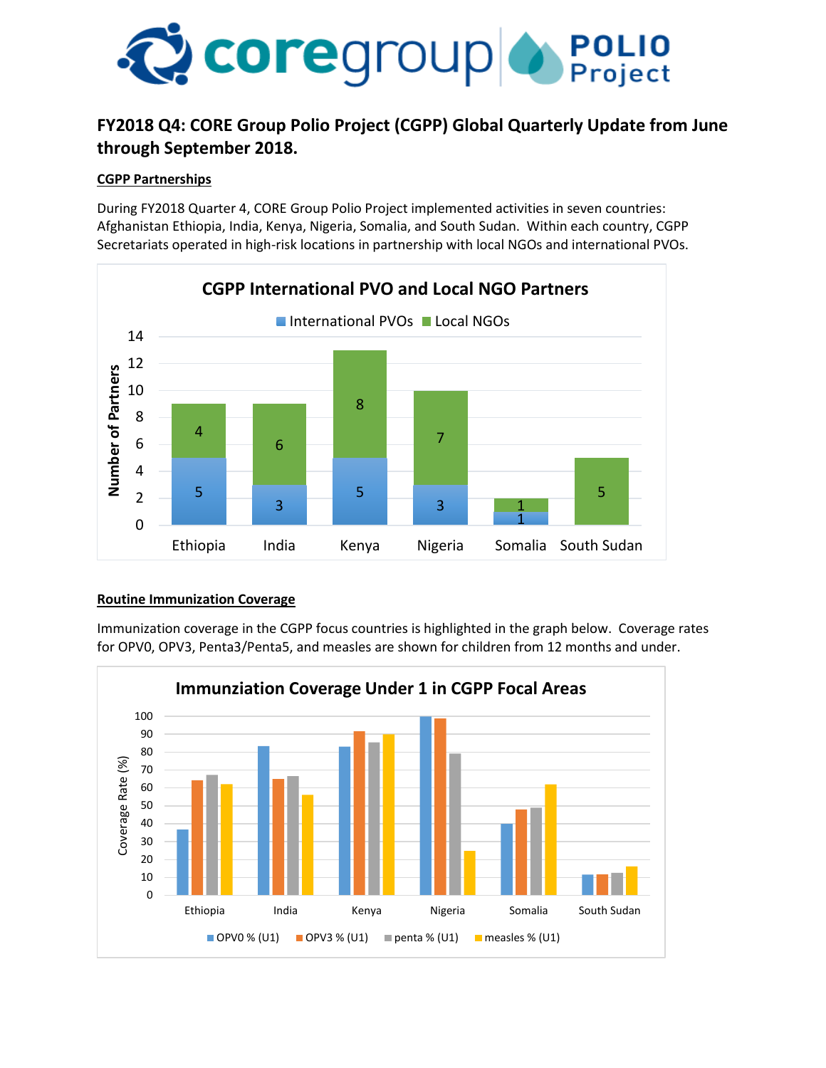# FY2018 Q4: CORE Group Polio Project (CGPP) Global Quarterly Update from June through September 2018.

## CGPP Partnerships

During FY2018 Quarter 4, CORE Group Polio Project implemented activities in seven countries: Afghanistan Ethiopia, India, Kenya, Nigeria, Somalia, and South Sudan. Within each country, CGPP Secretariats operated in high-risk locations in partnership with local NGOs and international PVOs.

**CGPP International PVO and Local NGO Partners**

| Country | International PVOs | Local NGOs |
|---|---|---|
| Ethiopia | 5 | 4 |
| India | 3 | 6 |
| Kenya | 5 | 8 |
| Nigeria | 3 | 7 |
| Somalia | 1 | 1 |
| South Sudan | | 5 |

## Routine Immunization Coverage

Immunization coverage in the CGPP focus countries is highlighted in the graph below. Coverage rates for OPV0, OPV3, Penta3/Penta5, and measles are shown for children from 12 months and under.

**Immunziation Coverage Under 1 in CGPP Focal Areas**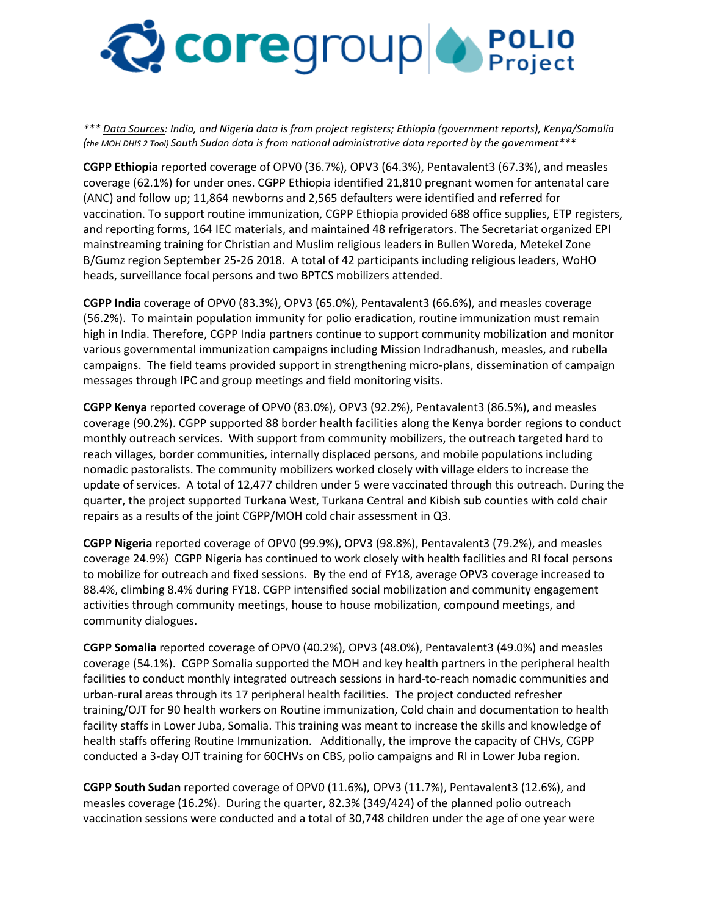*** Data Sources: India, and Nigeria data is from project registers; Ethiopia (government reports), Kenya/Somalia (the MOH DHIS 2 Tool) South Sudan data is from national administrative data reported by the government***

**CGPP Ethiopia** reported coverage of OPV0 (36.7%), OPV3 (64.3%), Pentavalent3 (67.3%), and measles coverage (62.1%) for under ones. CGPP Ethiopia identified 21,810 pregnant women for antenatal care (ANC) and follow up; 11,864 newborns and 2,565 defaulters were identified and referred for vaccination. To support routine immunization, CGPP Ethiopia provided 688 office supplies, ETP registers, and reporting forms, 164 IEC materials, and maintained 48 refrigerators. The Secretariat organized EPI mainstreaming training for Christian and Muslim religious leaders in Bullen Woreda, Metekel Zone B/Gumz region September 25-26 2018. A total of 42 participants including religious leaders, WoHO heads, surveillance focal persons and two BPTCS mobilizers attended.

**CGPP India** coverage of OPV0 (83.3%), OPV3 (65.0%), Pentavalent3 (66.6%), and measles coverage (56.2%). To maintain population immunity for polio eradication, routine immunization must remain high in India. Therefore, CGPP India partners continue to support community mobilization and monitor various governmental immunization campaigns including Mission Indradhanush, measles, and rubella campaigns. The field teams provided support in strengthening micro-plans, dissemination of campaign messages through IPC and group meetings and field monitoring visits.

**CGPP Kenya** reported coverage of OPV0 (83.0%), OPV3 (92.2%), Pentavalent3 (86.5%), and measles coverage (90.2%). CGPP supported 88 border health facilities along the Kenya border regions to conduct monthly outreach services. With support from community mobilizers, the outreach targeted hard to reach villages, border communities, internally displaced persons, and mobile populations including nomadic pastoralists. The community mobilizers worked closely with village elders to increase the update of services. A total of 12,477 children under 5 were vaccinated through this outreach. During the quarter, the project supported Turkana West, Turkana Central and Kibish sub counties with cold chair repairs as a results of the joint CGPP/MOH cold chair assessment in Q3.

**CGPP Nigeria** reported coverage of OPV0 (99.9%), OPV3 (98.8%), Pentavalent3 (79.2%), and measles coverage 24.9%) CGPP Nigeria has continued to work closely with health facilities and RI focal persons to mobilize for outreach and fixed sessions. By the end of FY18, average OPV3 coverage increased to 88.4%, climbing 8.4% during FY18. CGPP intensified social mobilization and community engagement activities through community meetings, house to house mobilization, compound meetings, and community dialogues.

**CGPP Somalia** reported coverage of OPV0 (40.2%), OPV3 (48.0%), Pentavalent3 (49.0%) and measles coverage (54.1%). CGPP Somalia supported the MOH and key health partners in the peripheral health facilities to conduct monthly integrated outreach sessions in hard-to-reach nomadic communities and urban-rural areas through its 17 peripheral health facilities. The project conducted refresher training/OJT for 90 health workers on Routine immunization, Cold chain and documentation to health facility staffs in Lower Juba, Somalia. This training was meant to increase the skills and knowledge of health staffs offering Routine Immunization. Additionally, the improve the capacity of CHVs, CGPP conducted a 3-day OJT training for 60CHVs on CBS, polio campaigns and RI in Lower Juba region.

**CGPP South Sudan** reported coverage of OPV0 (11.6%), OPV3 (11.7%), Pentavalent3 (12.6%), and measles coverage (16.2%). During the quarter, 82.3% (349/424) of the planned polio outreach vaccination sessions were conducted and a total of 30,748 children under the age of one year were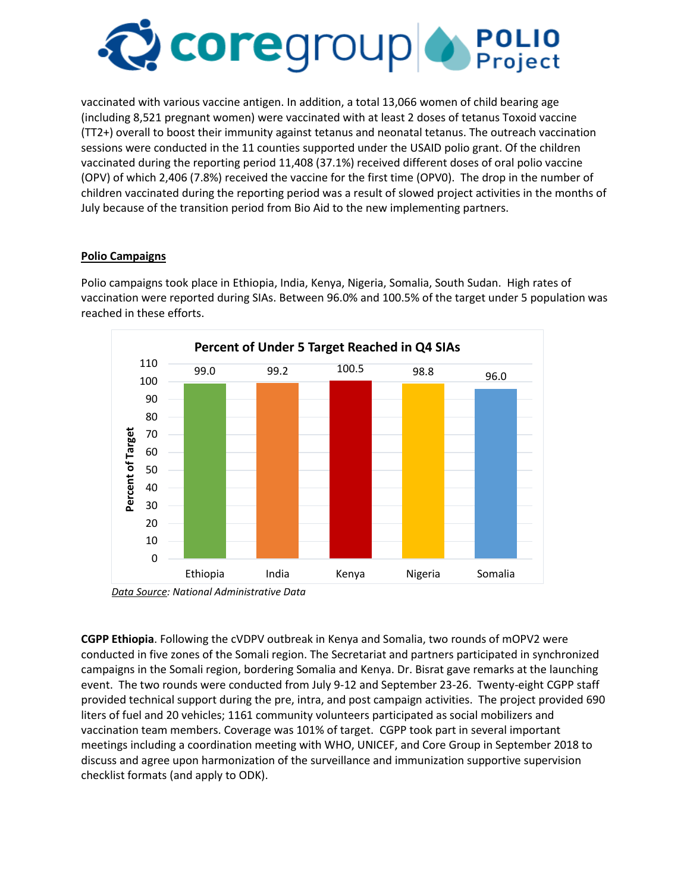vaccinated with various vaccine antigen. In addition, a total 13,066 women of child bearing age (including 8,521 pregnant women) were vaccinated with at least 2 doses of tetanus Toxoid vaccine (TT2+) overall to boost their immunity against tetanus and neonatal tetanus. The outreach vaccination sessions were conducted in the 11 counties supported under the USAID polio grant. Of the children vaccinated during the reporting period 11,408 (37.1%) received different doses of oral polio vaccine (OPV) of which 2,406 (7.8%) received the vaccine for the first time (OPV0). The drop in the number of children vaccinated during the reporting period was a result of slowed project activities in the months of July because of the transition period from Bio Aid to the new implementing partners.

## Polio Campaigns

Polio campaigns took place in Ethiopia, India, Kenya, Nigeria, Somalia, South Sudan. High rates of vaccination were reported during SIAs. Between 96.0% and 100.5% of the target under 5 population was reached in these efforts.

**Percent of Under 5 Target Reached in Q4 SIAs**

| Country | Percent of Target |
|---|---|
| Ethiopia | 99.0 |
| India | 99.2 |
| Kenya | 100.5 |
| Nigeria | 98.8 |
| Somalia | 96.0 |

*Data Source: National Administrative Data*

**CGPP Ethiopia**. Following the cVDPV outbreak in Kenya and Somalia, two rounds of mOPV2 were conducted in five zones of the Somali region. The Secretariat and partners participated in synchronized campaigns in the Somali region, bordering Somalia and Kenya. Dr. Bisrat gave remarks at the launching event. The two rounds were conducted from July 9-12 and September 23-26. Twenty-eight CGPP staff provided technical support during the pre, intra, and post campaign activities. The project provided 690 liters of fuel and 20 vehicles; 1161 community volunteers participated as social mobilizers and vaccination team members. Coverage was 101% of target. CGPP took part in several important meetings including a coordination meeting with WHO, UNICEF, and Core Group in September 2018 to discuss and agree upon harmonization of the surveillance and immunization supportive supervision checklist formats (and apply to ODK).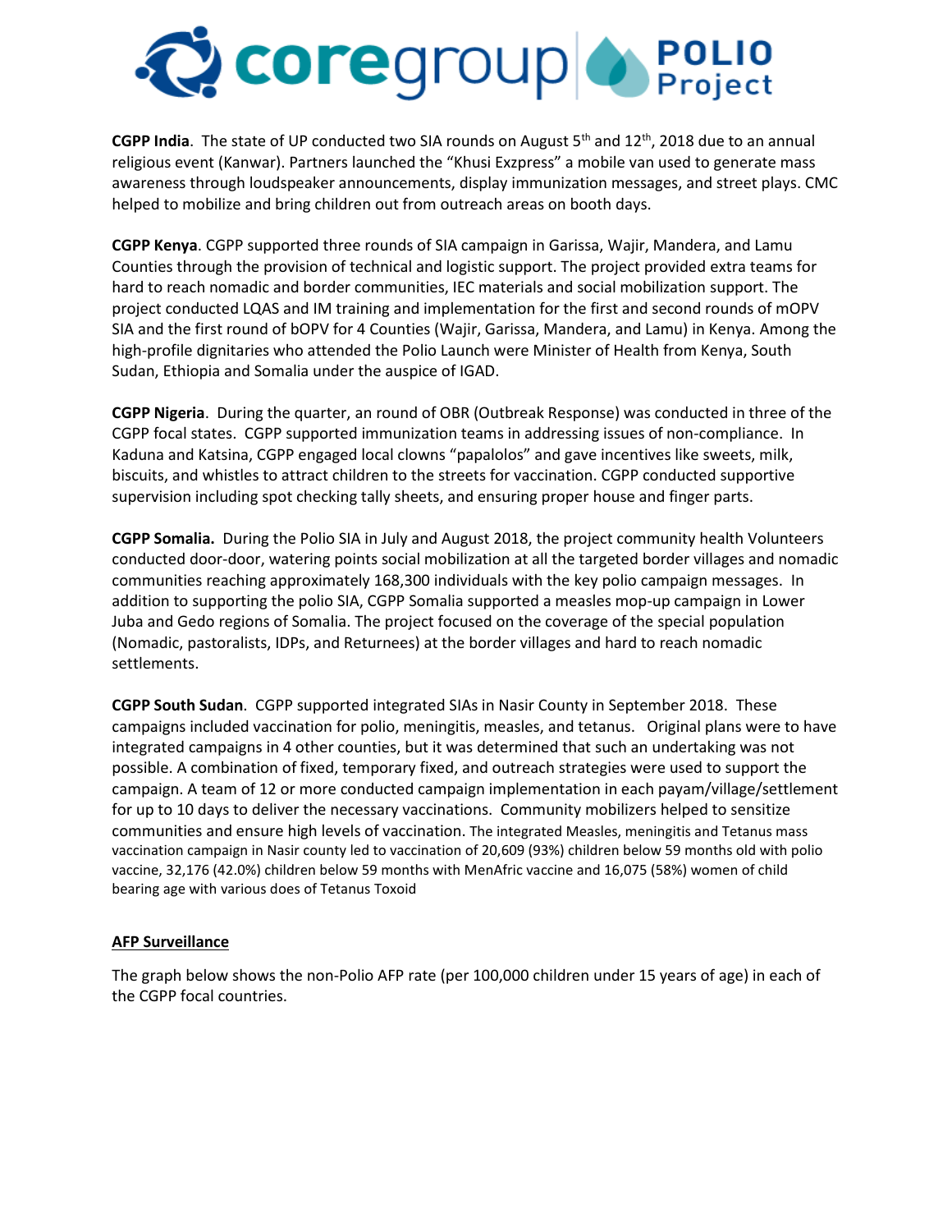**CGPP India**. The state of UP conducted two SIA rounds on August 5th and 12th, 2018 due to an annual religious event (Kanwar). Partners launched the "Khusi Exzpress" a mobile van used to generate mass awareness through loudspeaker announcements, display immunization messages, and street plays. CMC helped to mobilize and bring children out from outreach areas on booth days.

**CGPP Kenya**. CGPP supported three rounds of SIA campaign in Garissa, Wajir, Mandera, and Lamu Counties through the provision of technical and logistic support. The project provided extra teams for hard to reach nomadic and border communities, IEC materials and social mobilization support. The project conducted LQAS and IM training and implementation for the first and second rounds of mOPV SIA and the first round of bOPV for 4 Counties (Wajir, Garissa, Mandera, and Lamu) in Kenya. Among the high-profile dignitaries who attended the Polio Launch were Minister of Health from Kenya, South Sudan, Ethiopia and Somalia under the auspice of IGAD.

**CGPP Nigeria**. During the quarter, an round of OBR (Outbreak Response) was conducted in three of the CGPP focal states. CGPP supported immunization teams in addressing issues of non-compliance. In Kaduna and Katsina, CGPP engaged local clowns "papalolos" and gave incentives like sweets, milk, biscuits, and whistles to attract children to the streets for vaccination. CGPP conducted supportive supervision including spot checking tally sheets, and ensuring proper house and finger parts.

**CGPP Somalia.** During the Polio SIA in July and August 2018, the project community health Volunteers conducted door-door, watering points social mobilization at all the targeted border villages and nomadic communities reaching approximately 168,300 individuals with the key polio campaign messages. In addition to supporting the polio SIA, CGPP Somalia supported a measles mop-up campaign in Lower Juba and Gedo regions of Somalia. The project focused on the coverage of the special population (Nomadic, pastoralists, IDPs, and Returnees) at the border villages and hard to reach nomadic settlements.

**CGPP South Sudan**. CGPP supported integrated SIAs in Nasir County in September 2018. These campaigns included vaccination for polio, meningitis, measles, and tetanus. Original plans were to have integrated campaigns in 4 other counties, but it was determined that such an undertaking was not possible. A combination of fixed, temporary fixed, and outreach strategies were used to support the campaign. A team of 12 or more conducted campaign implementation in each payam/village/settlement for up to 10 days to deliver the necessary vaccinations. Community mobilizers helped to sensitize communities and ensure high levels of vaccination. The integrated Measles, meningitis and Tetanus mass vaccination campaign in Nasir county led to vaccination of 20,609 (93%) children below 59 months old with polio vaccine, 32,176 (42.0%) children below 59 months with MenAfric vaccine and 16,075 (58%) women of child bearing age with various does of Tetanus Toxoid

## AFP Surveillance

The graph below shows the non-Polio AFP rate (per 100,000 children under 15 years of age) in each of the CGPP focal countries.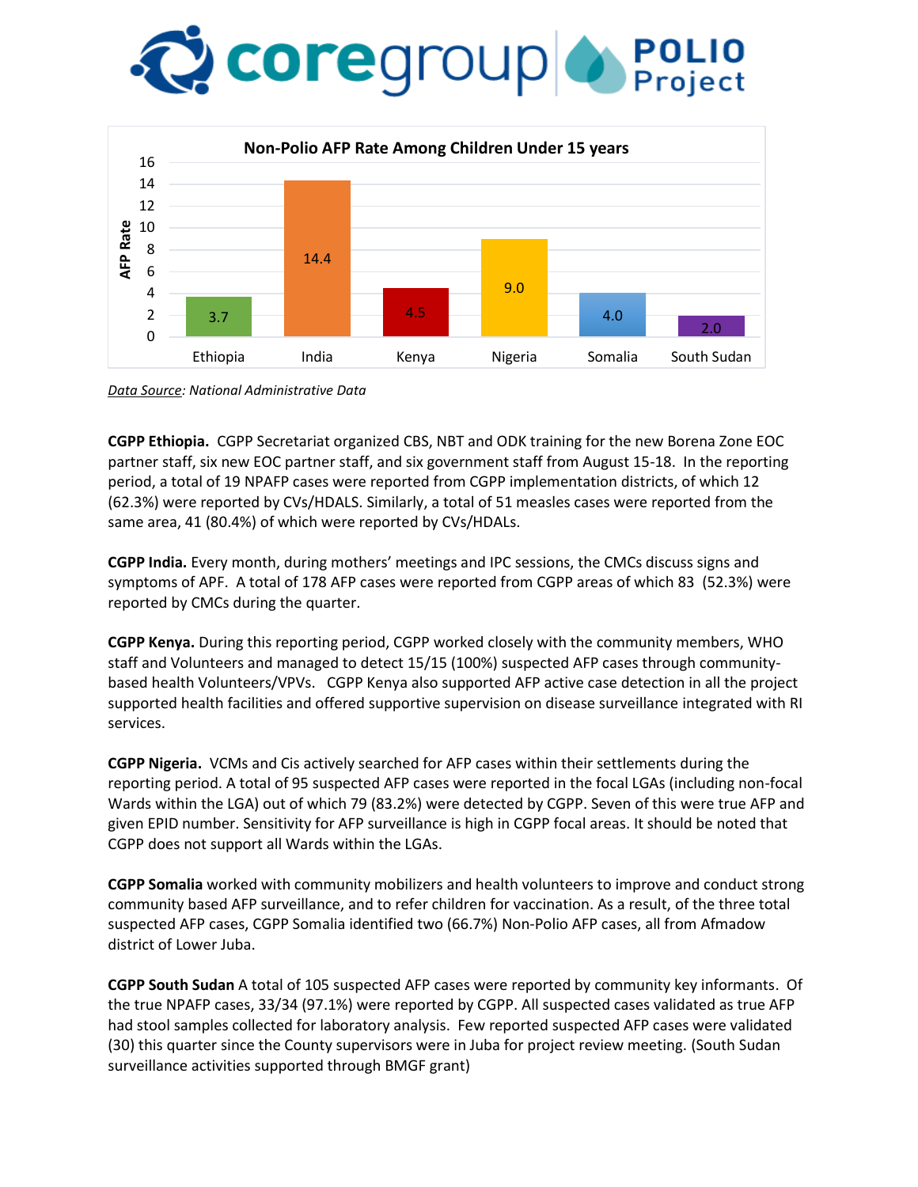**Non-Polio AFP Rate Among Children Under 15 years**

| Country | AFP Rate |
|---|---|
| Ethiopia | 3.7 |
| India | 14.4 |
| Kenya | 4.5 |
| Nigeria | 9.0 |
| Somalia | 4.0 |
| South Sudan | 2.0 |

*Data Source: National Administrative Data*

**CGPP Ethiopia.** CGPP Secretariat organized CBS, NBT and ODK training for the new Borena Zone EOC partner staff, six new EOC partner staff, and six government staff from August 15-18. In the reporting period, a total of 19 NPAFP cases were reported from CGPP implementation districts, of which 12 (62.3%) were reported by CVs/HDALS. Similarly, a total of 51 measles cases were reported from the same area, 41 (80.4%) of which were reported by CVs/HDALs.

**CGPP India.** Every month, during mothers' meetings and IPC sessions, the CMCs discuss signs and symptoms of APF. A total of 178 AFP cases were reported from CGPP areas of which 83 (52.3%) were reported by CMCs during the quarter.

**CGPP Kenya.** During this reporting period, CGPP worked closely with the community members, WHO staff and Volunteers and managed to detect 15/15 (100%) suspected AFP cases through community-based health Volunteers/VPVs. CGPP Kenya also supported AFP active case detection in all the project supported health facilities and offered supportive supervision on disease surveillance integrated with RI services.

**CGPP Nigeria.** VCMs and Cis actively searched for AFP cases within their settlements during the reporting period. A total of 95 suspected AFP cases were reported in the focal LGAs (including non-focal Wards within the LGA) out of which 79 (83.2%) were detected by CGPP. Seven of this were true AFP and given EPID number. Sensitivity for AFP surveillance is high in CGPP focal areas. It should be noted that CGPP does not support all Wards within the LGAs.

**CGPP Somalia** worked with community mobilizers and health volunteers to improve and conduct strong community based AFP surveillance, and to refer children for vaccination. As a result, of the three total suspected AFP cases, CGPP Somalia identified two (66.7%) Non-Polio AFP cases, all from Afmadow district of Lower Juba.

**CGPP South Sudan** A total of 105 suspected AFP cases were reported by community key informants. Of the true NPAFP cases, 33/34 (97.1%) were reported by CGPP. All suspected cases validated as true AFP had stool samples collected for laboratory analysis. Few reported suspected AFP cases were validated (30) this quarter since the County supervisors were in Juba for project review meeting. (South Sudan surveillance activities supported through BMGF grant)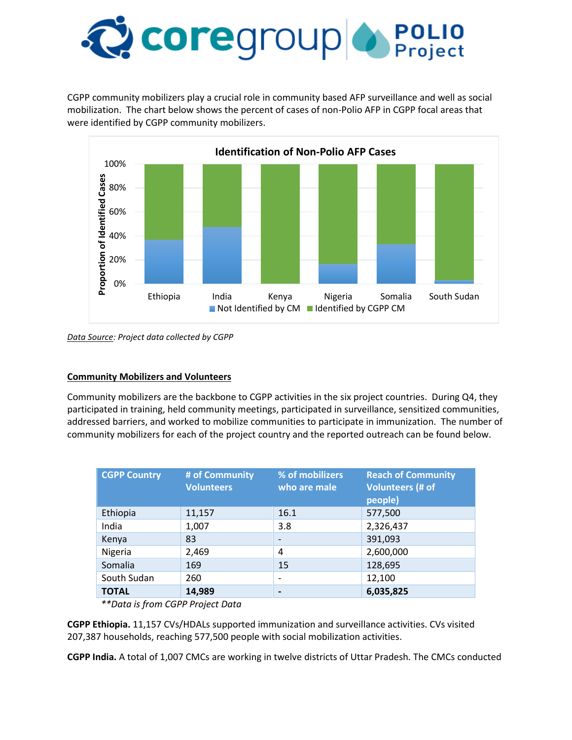CGPP community mobilizers play a crucial role in community based AFP surveillance and well as social mobilization. The chart below shows the percent of cases of non-Polio AFP in CGPP focal areas that were identified by CGPP community mobilizers.

**Identification of Non-Polio AFP Cases**

*Data Source: Project data collected by CGPP*

### Community Mobilizers and Volunteers

Community mobilizers are the backbone to CGPP activities in the six project countries. During Q4, they participated in training, held community meetings, participated in surveillance, sensitized communities, addressed barriers, and worked to mobilize communities to participate in immunization. The number of community mobilizers for each of the project country and the reported outreach can be found below.

| CGPP Country | # of Community Volunteers | % of mobilizers who are male | Reach of Community Volunteers (# of people) |
|---|---|---|---|
| Ethiopia | 11,157 | 16.1 | 577,500 |
| India | 1,007 | 3.8 | 2,326,437 |
| Kenya | 83 | - | 391,093 |
| Nigeria | 2,469 | 4 | 2,600,000 |
| Somalia | 169 | 15 | 128,695 |
| South Sudan | 260 | - | 12,100 |
| **TOTAL** | **14,989** | **-** | **6,035,825** |

*\*\*Data is from CGPP Project Data*

**CGPP Ethiopia.** 11,157 CVs/HDALs supported immunization and surveillance activities. CVs visited 207,387 households, reaching 577,500 people with social mobilization activities.

**CGPP India.** A total of 1,007 CMCs are working in twelve districts of Uttar Pradesh. The CMCs conducted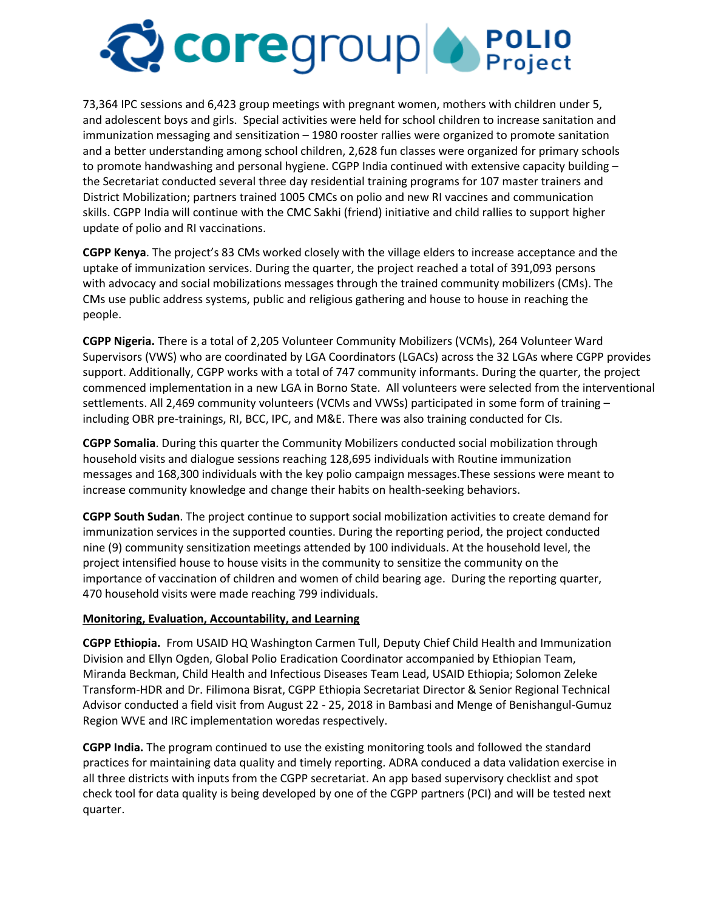73,364 IPC sessions and 6,423 group meetings with pregnant women, mothers with children under 5, and adolescent boys and girls. Special activities were held for school children to increase sanitation and immunization messaging and sensitization – 1980 rooster rallies were organized to promote sanitation and a better understanding among school children, 2,628 fun classes were organized for primary schools to promote handwashing and personal hygiene. CGPP India continued with extensive capacity building – the Secretariat conducted several three day residential training programs for 107 master trainers and District Mobilization; partners trained 1005 CMCs on polio and new RI vaccines and communication skills. CGPP India will continue with the CMC Sakhi (friend) initiative and child rallies to support higher update of polio and RI vaccinations.

**CGPP Kenya**. The project's 83 CMs worked closely with the village elders to increase acceptance and the uptake of immunization services. During the quarter, the project reached a total of 391,093 persons with advocacy and social mobilizations messages through the trained community mobilizers (CMs). The CMs use public address systems, public and religious gathering and house to house in reaching the people.

**CGPP Nigeria.** There is a total of 2,205 Volunteer Community Mobilizers (VCMs), 264 Volunteer Ward Supervisors (VWS) who are coordinated by LGA Coordinators (LGACs) across the 32 LGAs where CGPP provides support. Additionally, CGPP works with a total of 747 community informants. During the quarter, the project commenced implementation in a new LGA in Borno State. All volunteers were selected from the interventional settlements. All 2,469 community volunteers (VCMs and VWSs) participated in some form of training – including OBR pre-trainings, RI, BCC, IPC, and M&E. There was also training conducted for CIs.

**CGPP Somalia**. During this quarter the Community Mobilizers conducted social mobilization through household visits and dialogue sessions reaching 128,695 individuals with Routine immunization messages and 168,300 individuals with the key polio campaign messages.These sessions were meant to increase community knowledge and change their habits on health-seeking behaviors.

**CGPP South Sudan**. The project continue to support social mobilization activities to create demand for immunization services in the supported counties. During the reporting period, the project conducted nine (9) community sensitization meetings attended by 100 individuals. At the household level, the project intensified house to house visits in the community to sensitize the community on the importance of vaccination of children and women of child bearing age. During the reporting quarter, 470 household visits were made reaching 799 individuals.

**Monitoring, Evaluation, Accountability, and Learning**

**CGPP Ethiopia.** From USAID HQ Washington Carmen Tull, Deputy Chief Child Health and Immunization Division and Ellyn Ogden, Global Polio Eradication Coordinator accompanied by Ethiopian Team, Miranda Beckman, Child Health and Infectious Diseases Team Lead, USAID Ethiopia; Solomon Zeleke Transform-HDR and Dr. Filimona Bisrat, CGPP Ethiopia Secretariat Director & Senior Regional Technical Advisor conducted a field visit from August 22 - 25, 2018 in Bambasi and Menge of Benishangul-Gumuz Region WVE and IRC implementation woredas respectively.

**CGPP India.** The program continued to use the existing monitoring tools and followed the standard practices for maintaining data quality and timely reporting. ADRA conduced a data validation exercise in all three districts with inputs from the CGPP secretariat. An app based supervisory checklist and spot check tool for data quality is being developed by one of the CGPP partners (PCI) and will be tested next quarter.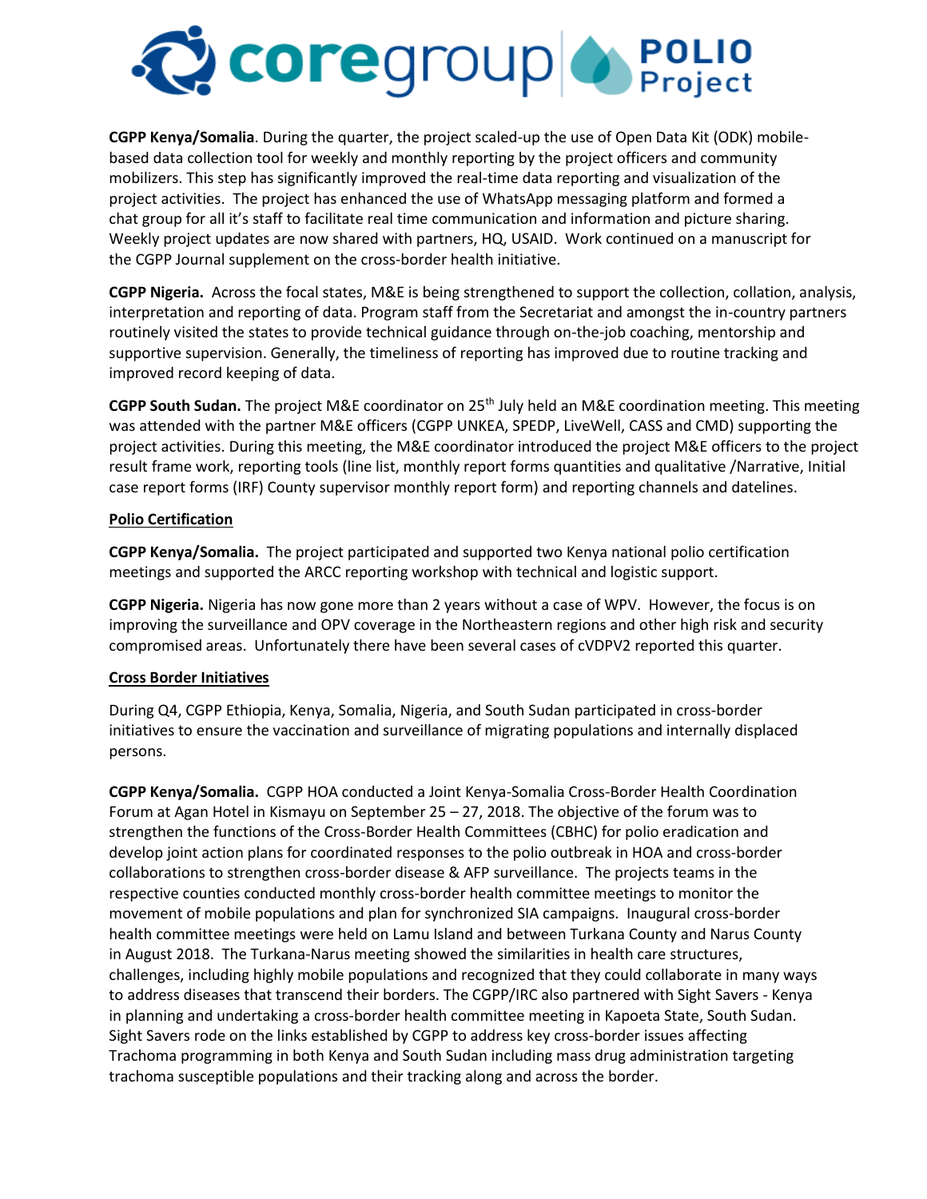**CGPP Kenya/Somalia**. During the quarter, the project scaled-up the use of Open Data Kit (ODK) mobile-based data collection tool for weekly and monthly reporting by the project officers and community mobilizers. This step has significantly improved the real-time data reporting and visualization of the project activities. The project has enhanced the use of WhatsApp messaging platform and formed a chat group for all it's staff to facilitate real time communication and information and picture sharing. Weekly project updates are now shared with partners, HQ, USAID. Work continued on a manuscript for the CGPP Journal supplement on the cross-border health initiative.

**CGPP Nigeria.** Across the focal states, M&E is being strengthened to support the collection, collation, analysis, interpretation and reporting of data. Program staff from the Secretariat and amongst the in-country partners routinely visited the states to provide technical guidance through on-the-job coaching, mentorship and supportive supervision. Generally, the timeliness of reporting has improved due to routine tracking and improved record keeping of data.

**CGPP South Sudan.** The project M&E coordinator on 25th July held an M&E coordination meeting. This meeting was attended with the partner M&E officers (CGPP UNKEA, SPEDP, LiveWell, CASS and CMD) supporting the project activities. During this meeting, the M&E coordinator introduced the project M&E officers to the project result frame work, reporting tools (line list, monthly report forms quantities and qualitative /Narrative, Initial case report forms (IRF) County supervisor monthly report form) and reporting channels and datelines.

**Polio Certification**

**CGPP Kenya/Somalia.** The project participated and supported two Kenya national polio certification meetings and supported the ARCC reporting workshop with technical and logistic support.

**CGPP Nigeria.** Nigeria has now gone more than 2 years without a case of WPV. However, the focus is on improving the surveillance and OPV coverage in the Northeastern regions and other high risk and security compromised areas. Unfortunately there have been several cases of cVDPV2 reported this quarter.

**Cross Border Initiatives**

During Q4, CGPP Ethiopia, Kenya, Somalia, Nigeria, and South Sudan participated in cross-border initiatives to ensure the vaccination and surveillance of migrating populations and internally displaced persons.

**CGPP Kenya/Somalia.** CGPP HOA conducted a Joint Kenya-Somalia Cross-Border Health Coordination Forum at Agan Hotel in Kismayu on September 25 – 27, 2018. The objective of the forum was to strengthen the functions of the Cross-Border Health Committees (CBHC) for polio eradication and develop joint action plans for coordinated responses to the polio outbreak in HOA and cross-border collaborations to strengthen cross-border disease & AFP surveillance. The projects teams in the respective counties conducted monthly cross-border health committee meetings to monitor the movement of mobile populations and plan for synchronized SIA campaigns. Inaugural cross-border health committee meetings were held on Lamu Island and between Turkana County and Narus County in August 2018. The Turkana-Narus meeting showed the similarities in health care structures, challenges, including highly mobile populations and recognized that they could collaborate in many ways to address diseases that transcend their borders. The CGPP/IRC also partnered with Sight Savers - Kenya in planning and undertaking a cross-border health committee meeting in Kapoeta State, South Sudan. Sight Savers rode on the links established by CGPP to address key cross-border issues affecting Trachoma programming in both Kenya and South Sudan including mass drug administration targeting trachoma susceptible populations and their tracking along and across the border.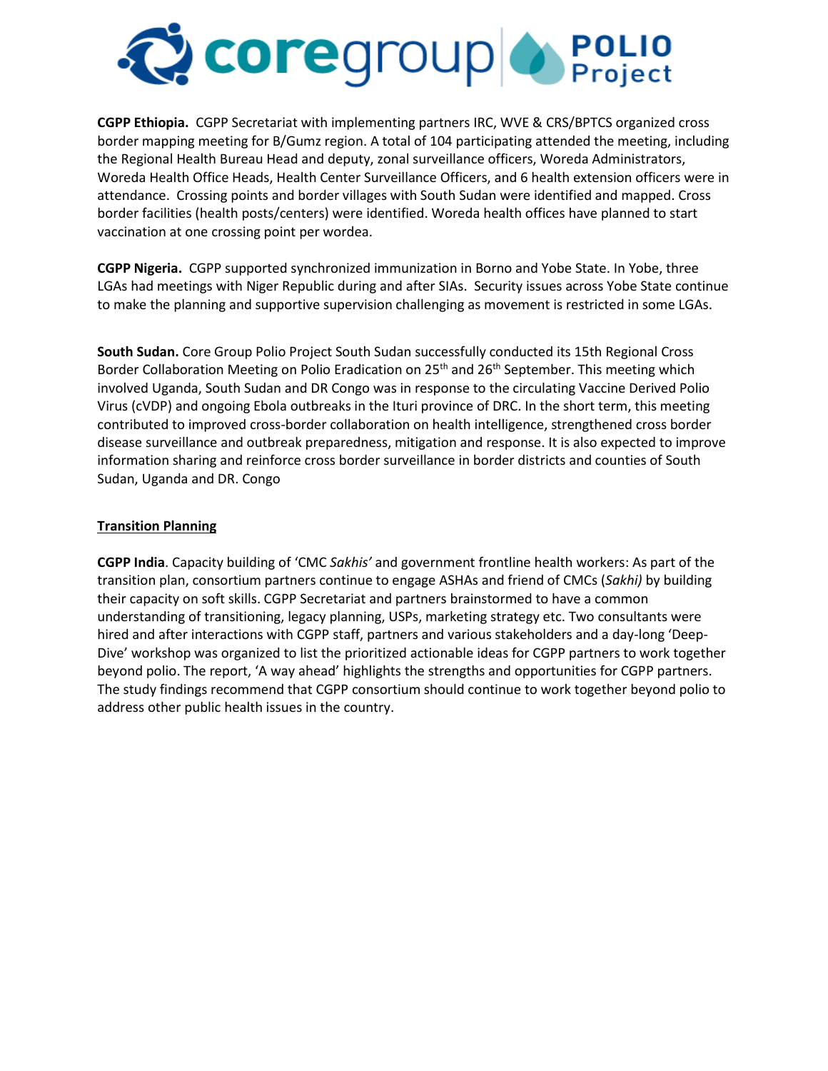**CGPP Ethiopia.** CGPP Secretariat with implementing partners IRC, WVE & CRS/BPTCS organized cross border mapping meeting for B/Gumz region. A total of 104 participating attended the meeting, including the Regional Health Bureau Head and deputy, zonal surveillance officers, Woreda Administrators, Woreda Health Office Heads, Health Center Surveillance Officers, and 6 health extension officers were in attendance. Crossing points and border villages with South Sudan were identified and mapped. Cross border facilities (health posts/centers) were identified. Woreda health offices have planned to start vaccination at one crossing point per wordea.

**CGPP Nigeria.** CGPP supported synchronized immunization in Borno and Yobe State. In Yobe, three LGAs had meetings with Niger Republic during and after SIAs. Security issues across Yobe State continue to make the planning and supportive supervision challenging as movement is restricted in some LGAs.

**South Sudan.** Core Group Polio Project South Sudan successfully conducted its 15th Regional Cross Border Collaboration Meeting on Polio Eradication on 25th and 26th September. This meeting which involved Uganda, South Sudan and DR Congo was in response to the circulating Vaccine Derived Polio Virus (cVDP) and ongoing Ebola outbreaks in the Ituri province of DRC. In the short term, this meeting contributed to improved cross-border collaboration on health intelligence, strengthened cross border disease surveillance and outbreak preparedness, mitigation and response. It is also expected to improve information sharing and reinforce cross border surveillance in border districts and counties of South Sudan, Uganda and DR. Congo

## Transition Planning

**CGPP India**. Capacity building of 'CMC *Sakhis'* and government frontline health workers: As part of the transition plan, consortium partners continue to engage ASHAs and friend of CMCs (*Sakhi)* by building their capacity on soft skills. CGPP Secretariat and partners brainstormed to have a common understanding of transitioning, legacy planning, USPs, marketing strategy etc. Two consultants were hired and after interactions with CGPP staff, partners and various stakeholders and a day-long 'Deep-Dive' workshop was organized to list the prioritized actionable ideas for CGPP partners to work together beyond polio. The report, 'A way ahead' highlights the strengths and opportunities for CGPP partners. The study findings recommend that CGPP consortium should continue to work together beyond polio to address other public health issues in the country.